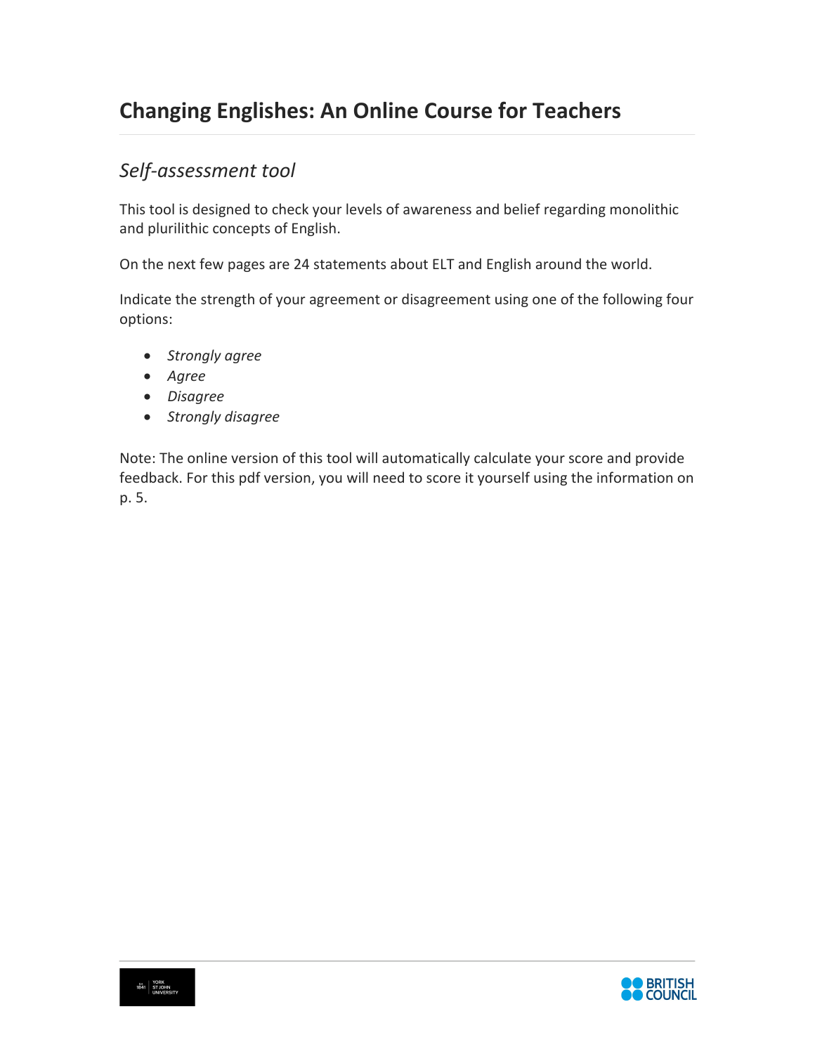# Changing Englishes: An Online Course for Teachers

## *Self-assessment tool*

This tool is designed to check your levels of awareness and belief regarding monolithic and plurilithic concepts of English.

On the next few pages are 24 statements about ELT and English around the world.

Indicate the strength of your agreement or disagreement using one of the following four options:

- *Strongly agree*
- *Agree*
- *Disagree*
- *Strongly disagree*

Note: The online version of this tool will automatically calculate your score and provide feedback. For this pdf version, you will need to score it yourself using the information on p. 5.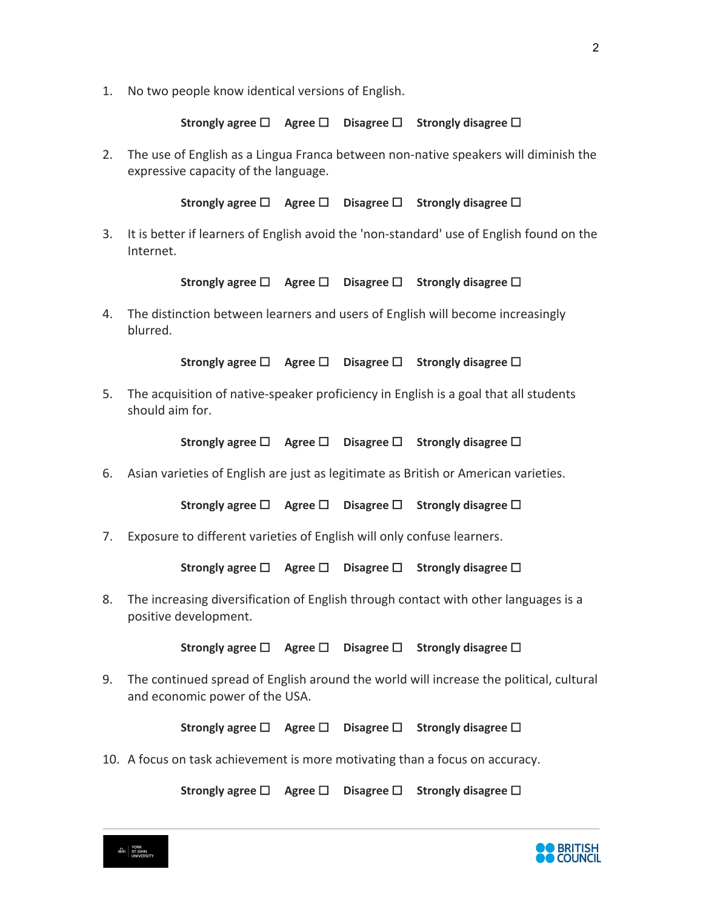1. No two people know identical versions of English.

   **Strongly agree ☐ Agree ☐ Disagree ☐ Strongly disagree ☐**

2. The use of English as a Lingua Franca between non-native speakers will diminish the expressive capacity of the language.

   **Strongly agree ☐ Agree ☐ Disagree ☐ Strongly disagree ☐**

3. It is better if learners of English avoid the 'non-standard' use of English found on the Internet.

   **Strongly agree ☐ Agree ☐ Disagree ☐ Strongly disagree ☐**

4. The distinction between learners and users of English will become increasingly blurred.

   **Strongly agree ☐ Agree ☐ Disagree ☐ Strongly disagree ☐**

5. The acquisition of native-speaker proficiency in English is a goal that all students should aim for.

   **Strongly agree ☐ Agree ☐ Disagree ☐ Strongly disagree ☐**

6. Asian varieties of English are just as legitimate as British or American varieties.

   **Strongly agree ☐ Agree ☐ Disagree ☐ Strongly disagree ☐**

7. Exposure to different varieties of English will only confuse learners.

   **Strongly agree ☐ Agree ☐ Disagree ☐ Strongly disagree ☐**

8. The increasing diversification of English through contact with other languages is a positive development.

   **Strongly agree ☐ Agree ☐ Disagree ☐ Strongly disagree ☐**

9. The continued spread of English around the world will increase the political, cultural and economic power of the USA.

   **Strongly agree ☐ Agree ☐ Disagree ☐ Strongly disagree ☐**

10. A focus on task achievement is more motivating than a focus on accuracy.

    **Strongly agree ☐ Agree ☐ Disagree ☐ Strongly disagree ☐**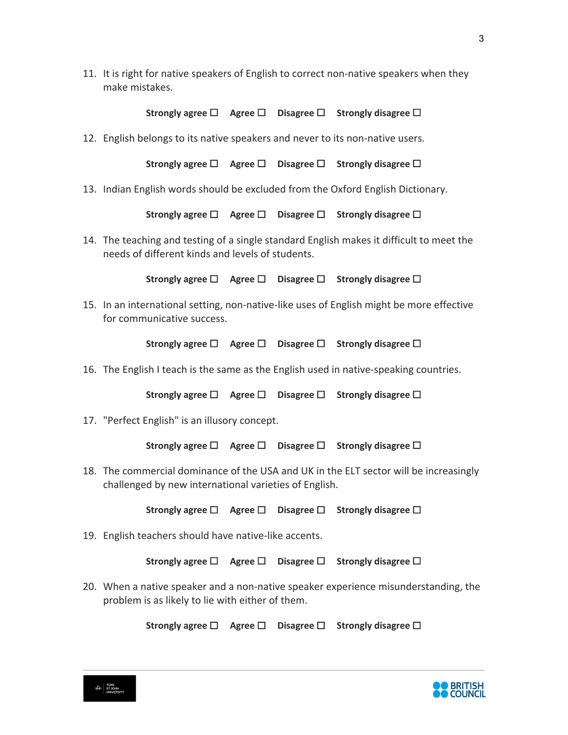11. It is right for native speakers of English to correct non-native speakers when they make mistakes.

    **Strongly agree ☐ Agree ☐ Disagree ☐ Strongly disagree ☐**

12. English belongs to its native speakers and never to its non-native users.

    **Strongly agree ☐ Agree ☐ Disagree ☐ Strongly disagree ☐**

13. Indian English words should be excluded from the Oxford English Dictionary.

    **Strongly agree ☐ Agree ☐ Disagree ☐ Strongly disagree ☐**

14. The teaching and testing of a single standard English makes it difficult to meet the needs of different kinds and levels of students.

    **Strongly agree ☐ Agree ☐ Disagree ☐ Strongly disagree ☐**

15. In an international setting, non-native-like uses of English might be more effective for communicative success.

    **Strongly agree ☐ Agree ☐ Disagree ☐ Strongly disagree ☐**

16. The English I teach is the same as the English used in native-speaking countries.

    **Strongly agree ☐ Agree ☐ Disagree ☐ Strongly disagree ☐**

17. "Perfect English" is an illusory concept.

    **Strongly agree ☐ Agree ☐ Disagree ☐ Strongly disagree ☐**

18. The commercial dominance of the USA and UK in the ELT sector will be increasingly challenged by new international varieties of English.

    **Strongly agree ☐ Agree ☐ Disagree ☐ Strongly disagree ☐**

19. English teachers should have native-like accents.

    **Strongly agree ☐ Agree ☐ Disagree ☐ Strongly disagree ☐**

20. When a native speaker and a non-native speaker experience misunderstanding, the problem is as likely to lie with either of them.

    **Strongly agree ☐ Agree ☐ Disagree ☐ Strongly disagree ☐**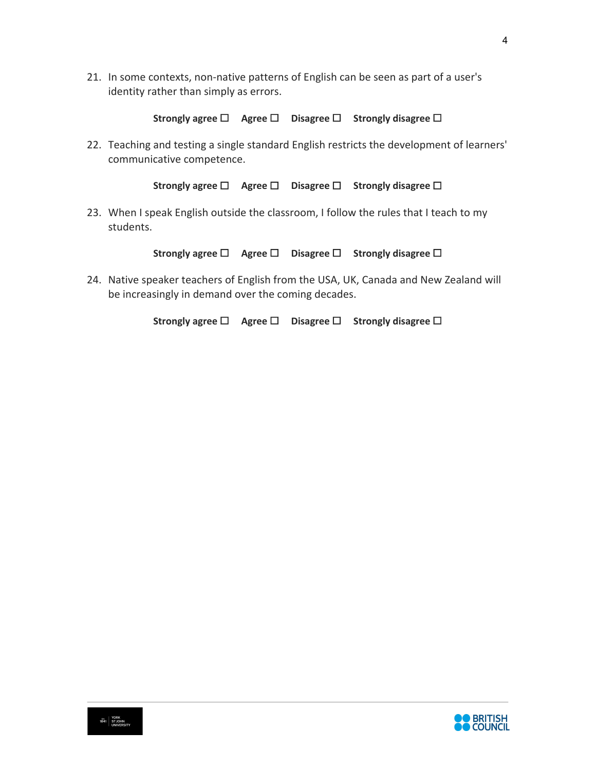21. In some contexts, non-native patterns of English can be seen as part of a user's identity rather than simply as errors.

    **Strongly agree ☐ Agree ☐ Disagree ☐ Strongly disagree ☐**

22. Teaching and testing a single standard English restricts the development of learners' communicative competence.

    **Strongly agree ☐ Agree ☐ Disagree ☐ Strongly disagree ☐**

23. When I speak English outside the classroom, I follow the rules that I teach to my students.

    **Strongly agree ☐ Agree ☐ Disagree ☐ Strongly disagree ☐**

24. Native speaker teachers of English from the USA, UK, Canada and New Zealand will be increasingly in demand over the coming decades.

    **Strongly agree ☐ Agree ☐ Disagree ☐ Strongly disagree ☐**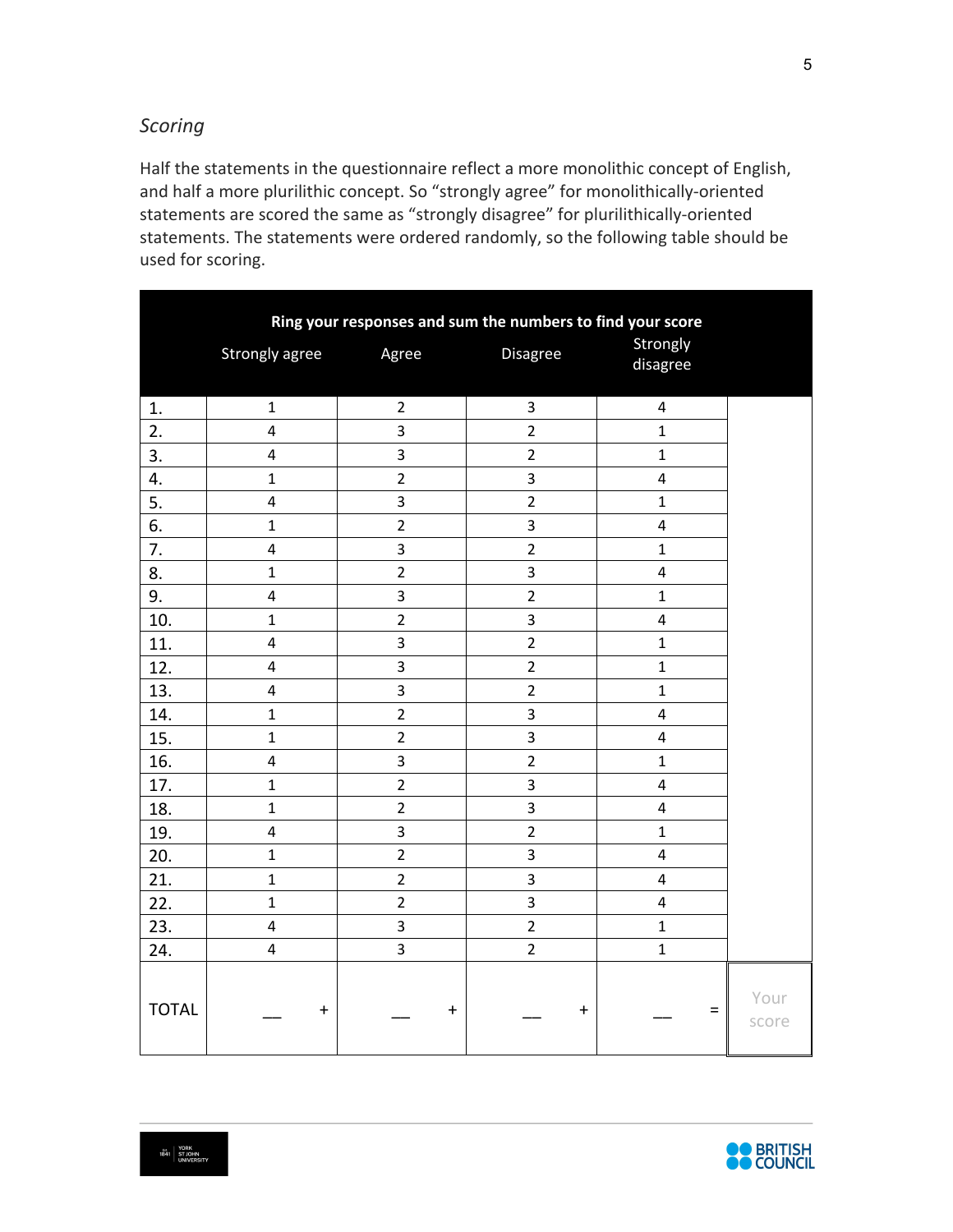*Scoring*

Half the statements in the questionnaire reflect a more monolithic concept of English, and half a more plurilithic concept. So "strongly agree" for monolithically-oriented statements are scored the same as "strongly disagree" for plurilithically-oriented statements. The statements were ordered randomly, so the following table should be used for scoring.

| Ring your responses and sum the numbers to find your score | | | | | |
|---|---|---|---|---|---|
| | Strongly agree | Agree | Disagree | Strongly disagree | |
| 1. | 1 | 2 | 3 | 4 | |
| 2. | 4 | 3 | 2 | 1 | |
| 3. | 4 | 3 | 2 | 1 | |
| 4. | 1 | 2 | 3 | 4 | |
| 5. | 4 | 3 | 2 | 1 | |
| 6. | 1 | 2 | 3 | 4 | |
| 7. | 4 | 3 | 2 | 1 | |
| 8. | 1 | 2 | 3 | 4 | |
| 9. | 4 | 3 | 2 | 1 | |
| 10. | 1 | 2 | 3 | 4 | |
| 11. | 4 | 3 | 2 | 1 | |
| 12. | 4 | 3 | 2 | 1 | |
| 13. | 4 | 3 | 2 | 1 | |
| 14. | 1 | 2 | 3 | 4 | |
| 15. | 1 | 2 | 3 | 4 | |
| 16. | 4 | 3 | 2 | 1 | |
| 17. | 1 | 2 | 3 | 4 | |
| 18. | 1 | 2 | 3 | 4 | |
| 19. | 4 | 3 | 2 | 1 | |
| 20. | 1 | 2 | 3 | 4 | |
| 21. | 1 | 2 | 3 | 4 | |
| 22. | 1 | 2 | 3 | 4 | |
| 23. | 4 | 3 | 2 | 1 | |
| 24. | 4 | 3 | 2 | 1 | |
| TOTAL | __ + | __ + | __ + | __ = | Your score |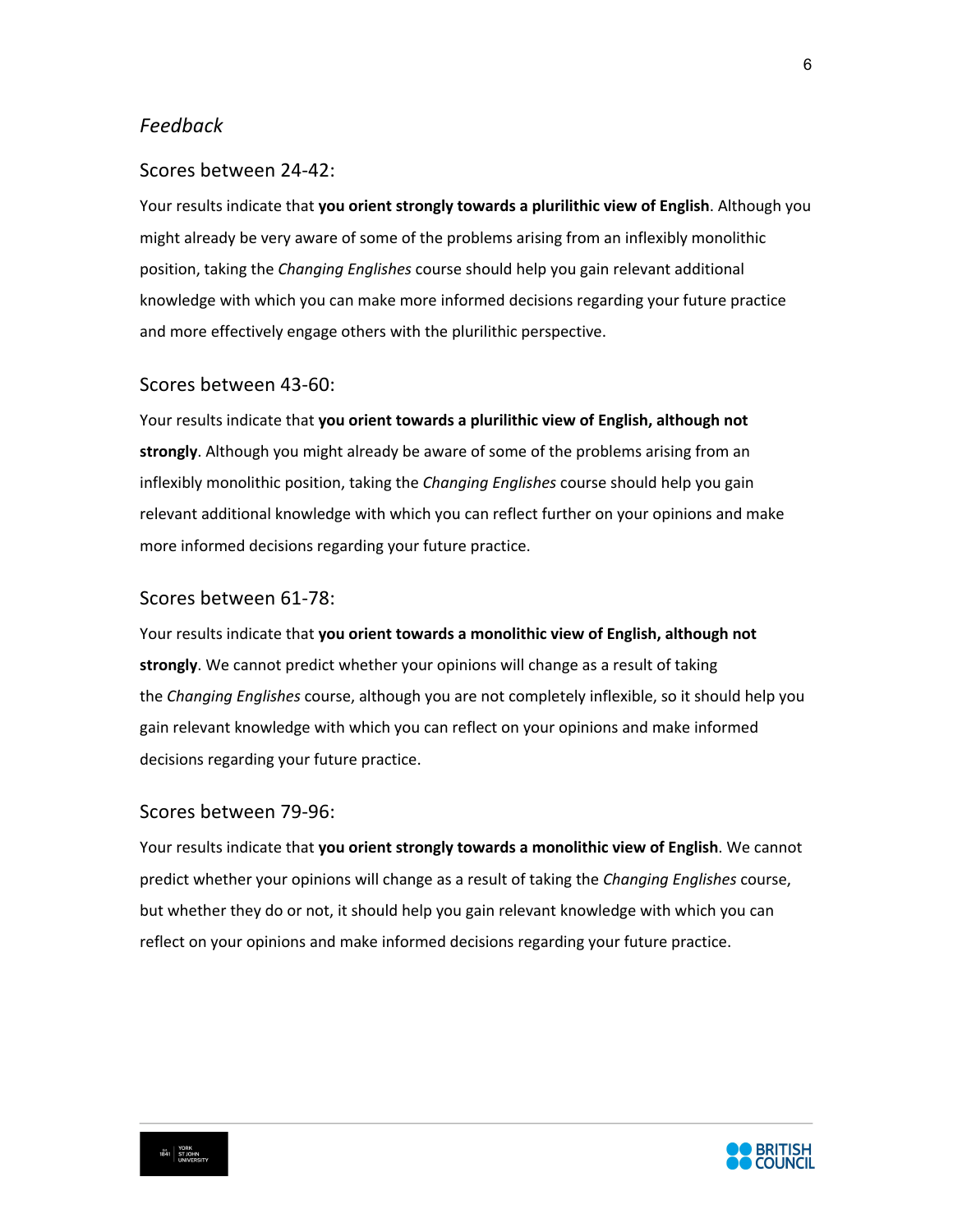*Feedback*

## Scores between 24-42:

Your results indicate that **you orient strongly towards a plurilithic view of English**. Although you might already be very aware of some of the problems arising from an inflexibly monolithic position, taking the *Changing Englishes* course should help you gain relevant additional knowledge with which you can make more informed decisions regarding your future practice and more effectively engage others with the plurilithic perspective.

## Scores between 43-60:

Your results indicate that **you orient towards a plurilithic view of English, although not strongly**. Although you might already be aware of some of the problems arising from an inflexibly monolithic position, taking the *Changing Englishes* course should help you gain relevant additional knowledge with which you can reflect further on your opinions and make more informed decisions regarding your future practice.

## Scores between 61-78:

Your results indicate that **you orient towards a monolithic view of English, although not strongly**. We cannot predict whether your opinions will change as a result of taking the *Changing Englishes* course, although you are not completely inflexible, so it should help you gain relevant knowledge with which you can reflect on your opinions and make informed decisions regarding your future practice.

## Scores between 79-96:

Your results indicate that **you orient strongly towards a monolithic view of English**. We cannot predict whether your opinions will change as a result of taking the *Changing Englishes* course, but whether they do or not, it should help you gain relevant knowledge with which you can reflect on your opinions and make informed decisions regarding your future practice.